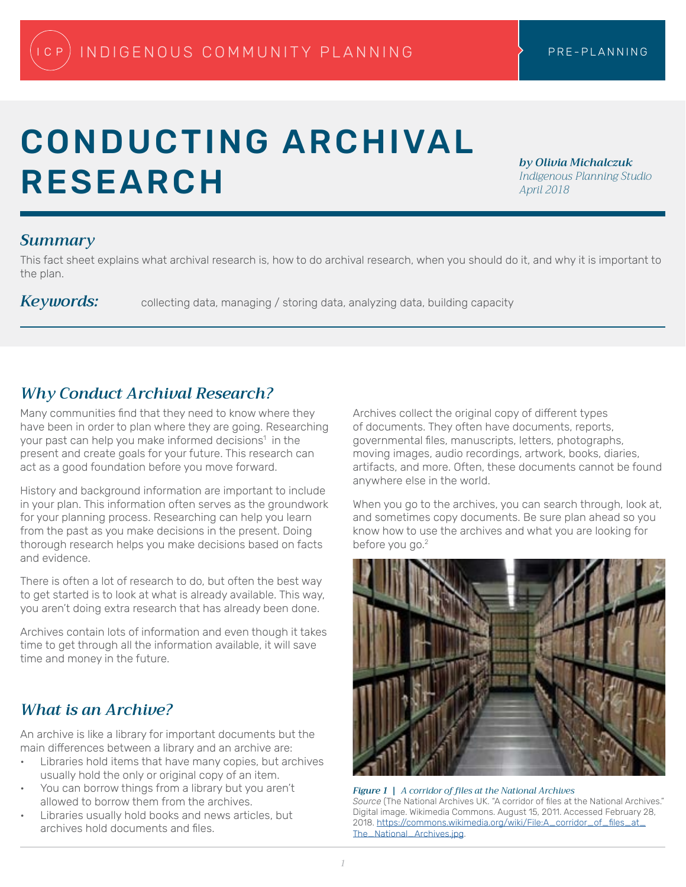ICP INDIGENOUS COMMUNITY PLANNING — PRE-PLANNING

# CONDUCTING ARCHIVAL RESEARCH

***by Olivia Michalczuk***
*Indigenous Planning Studio*
*April 2018*

## *Summary*

This fact sheet explains what archival research is, how to do archival research, when you should do it, and why it is important to the plan.

***Keywords:*** collecting data, managing / storing data, analyzing data, building capacity

## *Why Conduct Archival Research?*

Many communities find that they need to know where they have been in order to plan where they are going. Researching your past can help you make informed decisions[1] in the present and create goals for your future. This research can act as a good foundation before you move forward.

History and background information are important to include in your plan. This information often serves as the groundwork for your planning process. Researching can help you learn from the past as you make decisions in the present. Doing thorough research helps you make decisions based on facts and evidence.

There is often a lot of research to do, but often the best way to get started is to look at what is already available. This way, you aren't doing extra research that has already been done.

Archives contain lots of information and even though it takes time to get through all the information available, it will save time and money in the future.

## *What is an Archive?*

An archive is like a library for important documents but the main differences between a library and an archive are:

- Libraries hold items that have many copies, but archives usually hold the only or original copy of an item.
- You can borrow things from a library but you aren't allowed to borrow them from the archives.
- Libraries usually hold books and news articles, but archives hold documents and files.

Archives collect the original copy of different types of documents. They often have documents, reports, governmental files, manuscripts, letters, photographs, moving images, audio recordings, artwork, books, diaries, artifacts, and more. Often, these documents cannot be found anywhere else in the world.

When you go to the archives, you can search through, look at, and sometimes copy documents. Be sure plan ahead so you know how to use the archives and what you are looking for before you go.[2]

***Figure 1** | A corridor of files at the National Archives*
*Source* (The National Archives UK. "A corridor of files at the National Archives." Digital image. Wikimedia Commons. August 15, 2011. Accessed February 28, 2018. https://commons.wikimedia.org/wiki/File:A_corridor_of_files_at_The_National_Archives.jpg.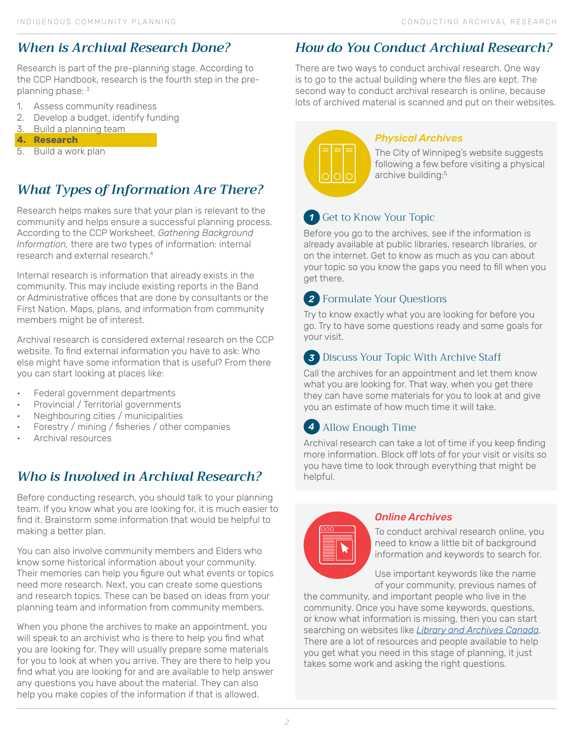## When is Archival Research Done?

Research is part of the pre-planning stage. According to the CCP Handbook, research is the fourth step in the pre-planning phase: [3]

1. Assess community readiness
2. Develop a budget, identify funding
3. Build a planning team
4. **Research**
5. Build a work plan

## What Types of Information Are There?

Research helps makes sure that your plan is relevant to the community and helps ensure a successful planning process. According to the CCP Worksheet, *Gathering Background Information,* there are two types of information: internal research and external research.[4]

Internal research is information that already exists in the community. This may include existing reports in the Band or Administrative offices that are done by consultants or the First Nation. Maps, plans, and information from community members might be of interest.

Archival research is considered external research on the CCP website. To find external information you have to ask: Who else might have some information that is useful? From there you can start looking at places like:

- Federal government departments
- Provincial / Territorial governments
- Neighbouring cities / municipalities
- Forestry / mining / fisheries / other companies
- Archival resources

## Who is Involved in Archival Research?

Before conducting research, you should talk to your planning team. If you know what you are looking for, it is much easier to find it. Brainstorm some information that would be helpful to making a better plan.

You can also involve community members and Elders who know some historical information about your community. Their memories can help you figure out what events or topics need more research. Next, you can create some questions and research topics. These can be based on ideas from your planning team and information from community members.

When you phone the archives to make an appointment, you will speak to an archivist who is there to help you find what you are looking for. They will usually prepare some materials for you to look at when you arrive. They are there to help you find what you are looking for and are available to help answer any questions you have about the material. They can also help you make copies of the information if that is allowed.

## How do You Conduct Archival Research?

There are two ways to conduct archival research. One way is to go to the actual building where the files are kept. The second way to conduct archival research is online, because lots of archived material is scanned and put on their websites.

### Physical Archives

The City of Winnipeg's website suggests following a few before visiting a physical archive building:[5]

#### 1 Get to Know Your Topic

Before you go to the archives, see if the information is already available at public libraries, research libraries, or on the internet. Get to know as much as you can about your topic so you know the gaps you need to fill when you get there.

#### 2 Formulate Your Questions

Try to know exactly what you are looking for before you go. Try to have some questions ready and some goals for your visit.

#### 3 Discuss Your Topic With Archive Staff

Call the archives for an appointment and let them know what you are looking for. That way, when you get there they can have some materials for you to look at and give you an estimate of how much time it will take.

#### 4 Allow Enough Time

Archival research can take a lot of time if you keep finding more information. Block off lots of for your visit or visits so you have time to look through everything that might be helpful.

### Online Archives

To conduct archival research online, you need to know a little bit of background information and keywords to search for.

Use important keywords like the name of your community, previous names of the community, and important people who live in the community. Once you have some keywords, questions, or know what information is missing, then you can start searching on websites like *Library and Archives Canada*. There are a lot of resources and people available to help you get what you need in this stage of planning, it just takes some work and asking the right questions.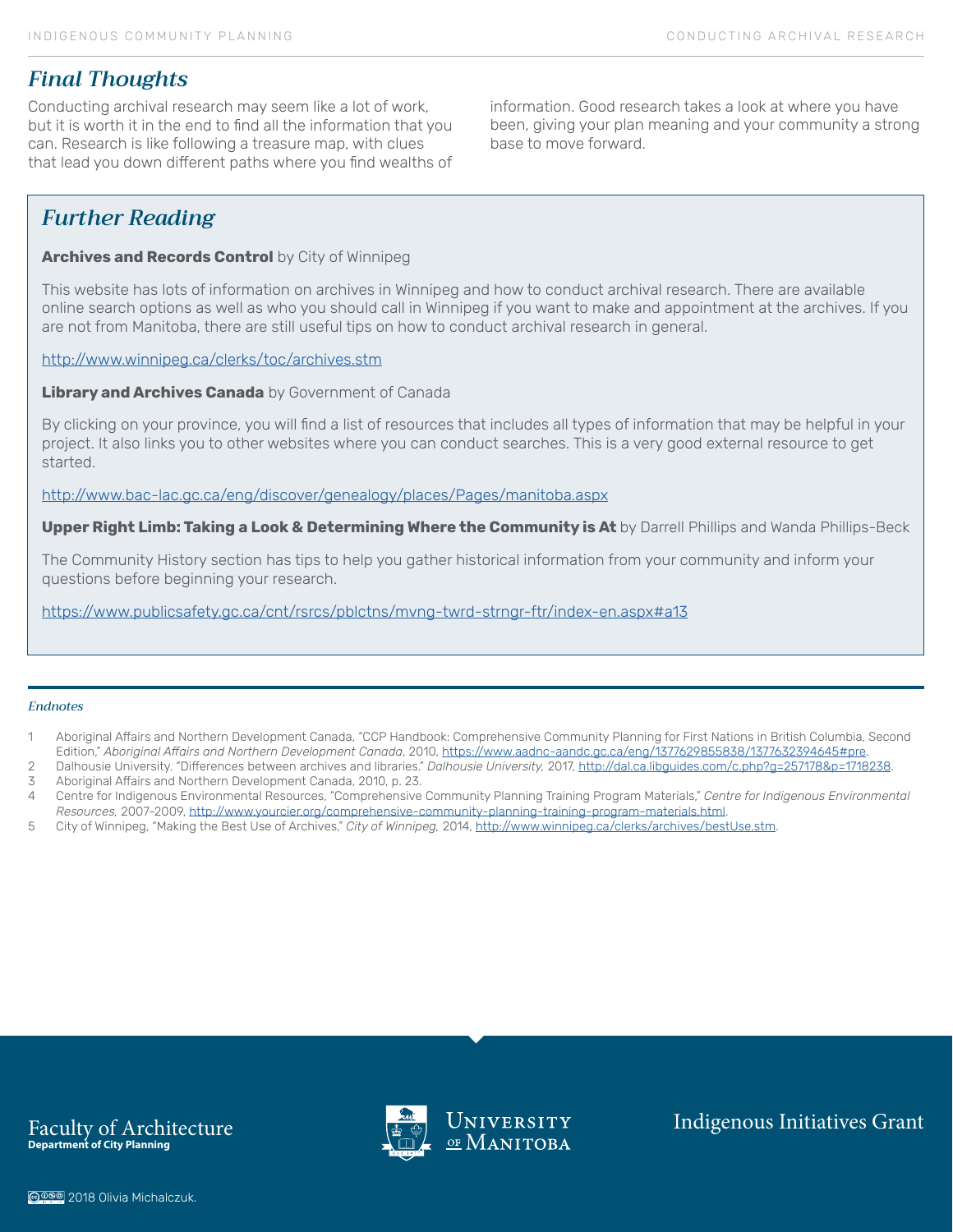## Final Thoughts

Conducting archival research may seem like a lot of work, but it is worth it in the end to find all the information that you can. Research is like following a treasure map, with clues that lead you down different paths where you find wealths of information. Good research takes a look at where you have been, giving your plan meaning and your community a strong base to move forward.

## Further Reading

**Archives and Records Control** by City of Winnipeg

This website has lots of information on archives in Winnipeg and how to conduct archival research. There are available online search options as well as who you should call in Winnipeg if you want to make and appointment at the archives. If you are not from Manitoba, there are still useful tips on how to conduct archival research in general.

http://www.winnipeg.ca/clerks/toc/archives.stm

**Library and Archives Canada** by Government of Canada

By clicking on your province, you will find a list of resources that includes all types of information that may be helpful in your project. It also links you to other websites where you can conduct searches. This is a very good external resource to get started.

http://www.bac-lac.gc.ca/eng/discover/genealogy/places/Pages/manitoba.aspx

**Upper Right Limb: Taking a Look & Determining Where the Community is At** by Darrell Phillips and Wanda Phillips-Beck

The Community History section has tips to help you gather historical information from your community and inform your questions before beginning your research.

https://www.publicsafety.gc.ca/cnt/rsrcs/pblctns/mvng-twrd-strngr-ftr/index-en.aspx#a13

---

*Endnotes*

1 Aboriginal Affairs and Northern Development Canada, "CCP Handbook: Comprehensive Community Planning for First Nations in British Columbia, Second Edition," *Aboriginal Affairs and Northern Development Canada*, 2010, https://www.aadnc-aandc.gc.ca/eng/1377629855838/1377632394645#pre.

2 Dalhousie University. "Differences between archives and libraries." *Dalhousie University,* 2017, http://dal.ca.libguides.com/c.php?g=257178&p=1718238.

3 Aboriginal Affairs and Northern Development Canada, 2010, p. 23.

4 Centre for Indigenous Environmental Resources, "Comprehensive Community Planning Training Program Materials," *Centre for Indigenous Environmental Resources,* 2007-2009, http://www.yourcier.org/comprehensive-community-planning-training-program-materials.html.

5 City of Winnipeg, "Making the Best Use of Archives," *City of Winnipeg,* 2014, http://www.winnipeg.ca/clerks/archives/bestUse.stm.

Faculty of Architecture
**Department of City Planning**

University of Manitoba

Indigenous Initiatives Grant

2018 Olivia Michalczuk.